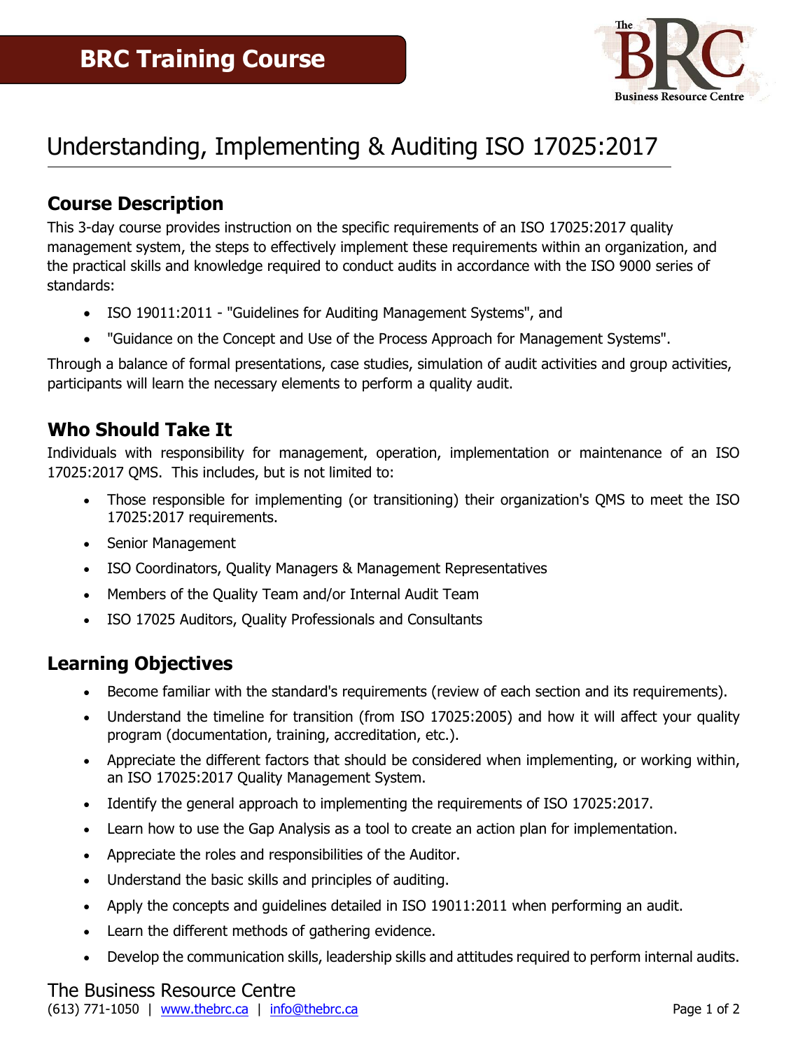# BRC Training Course

## Understanding, Implementing & Auditing ISO 17025:2017

### Course Description

This 3-day course provides instruction on the specific requirements of an ISO 17025:2017 quality management system, the steps to effectively implement these requirements within an organization, and the practical skills and knowledge required to conduct audits in accordance with the ISO 9000 series of standards:

- ISO 19011:2011 - "Guidelines for Auditing Management Systems", and
- "Guidance on the Concept and Use of the Process Approach for Management Systems".

Through a balance of formal presentations, case studies, simulation of audit activities and group activities, participants will learn the necessary elements to perform a quality audit.

### Who Should Take It

Individuals with responsibility for management, operation, implementation or maintenance of an ISO 17025:2017 QMS. This includes, but is not limited to:

- Those responsible for implementing (or transitioning) their organization's QMS to meet the ISO 17025:2017 requirements.
- Senior Management
- ISO Coordinators, Quality Managers & Management Representatives
- Members of the Quality Team and/or Internal Audit Team
- ISO 17025 Auditors, Quality Professionals and Consultants

### Learning Objectives

- Become familiar with the standard's requirements (review of each section and its requirements).
- Understand the timeline for transition (from ISO 17025:2005) and how it will affect your quality program (documentation, training, accreditation, etc.).
- Appreciate the different factors that should be considered when implementing, or working within, an ISO 17025:2017 Quality Management System.
- Identify the general approach to implementing the requirements of ISO 17025:2017.
- Learn how to use the Gap Analysis as a tool to create an action plan for implementation.
- Appreciate the roles and responsibilities of the Auditor.
- Understand the basic skills and principles of auditing.
- Apply the concepts and guidelines detailed in ISO 19011:2011 when performing an audit.
- Learn the different methods of gathering evidence.
- Develop the communication skills, leadership skills and attitudes required to perform internal audits.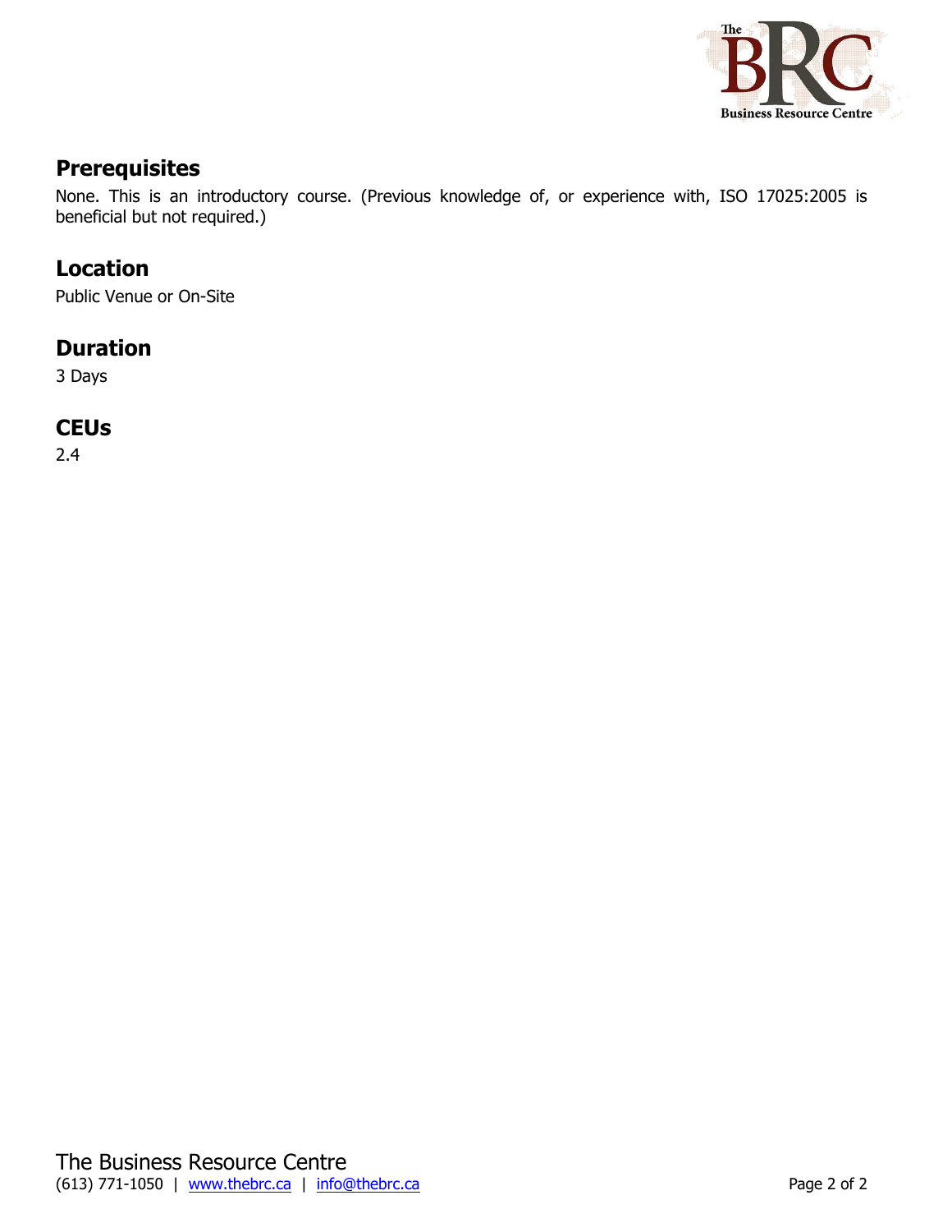## Prerequisites

None. This is an introductory course. (Previous knowledge of, or experience with, ISO 17025:2005 is beneficial but not required.)

## Location

Public Venue or On-Site

## Duration

3 Days

## CEUs

2.4